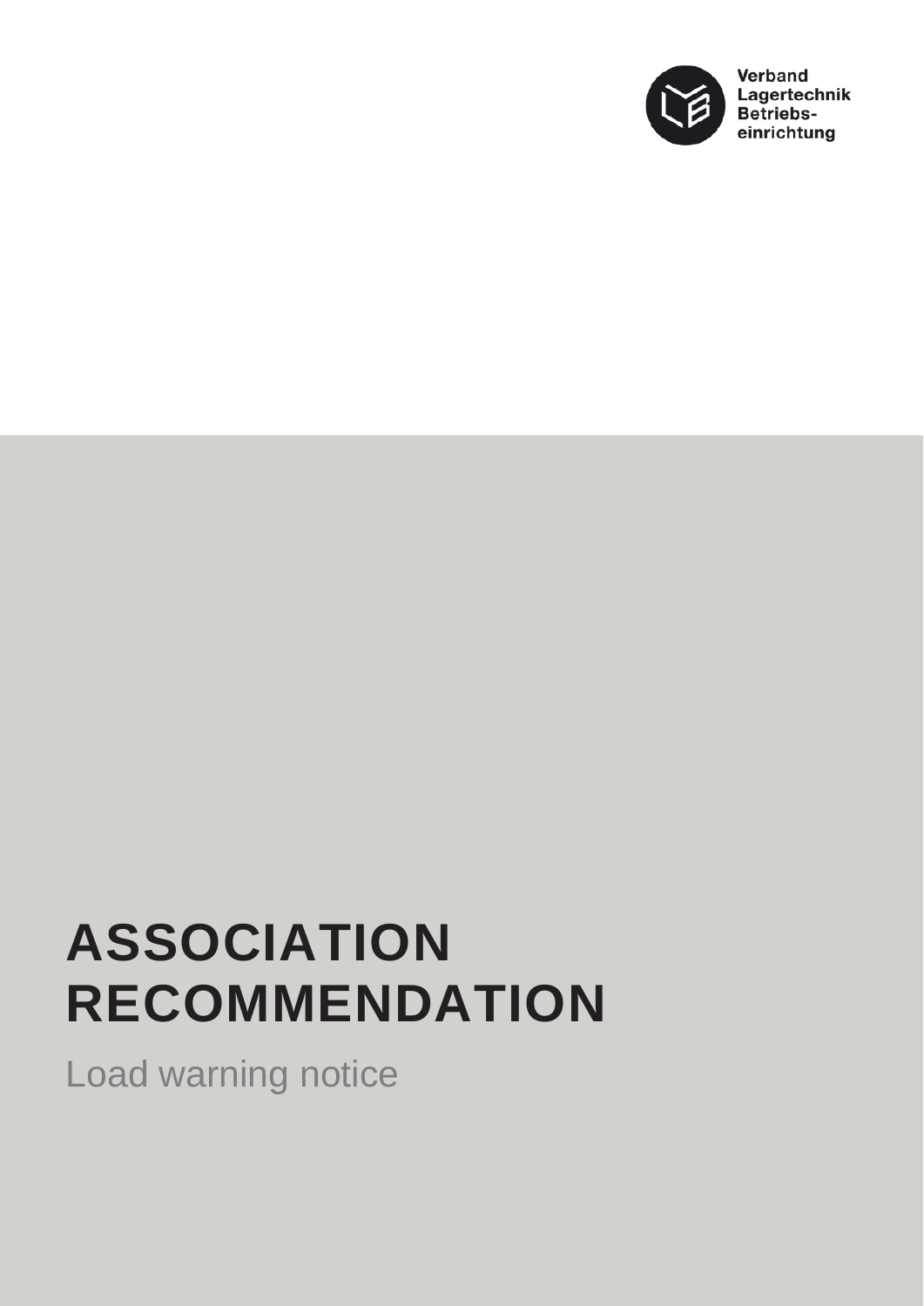Verband
Lagertechnik
Betriebs-
einrichtung

# ASSOCIATION RECOMMENDATION

Load warning notice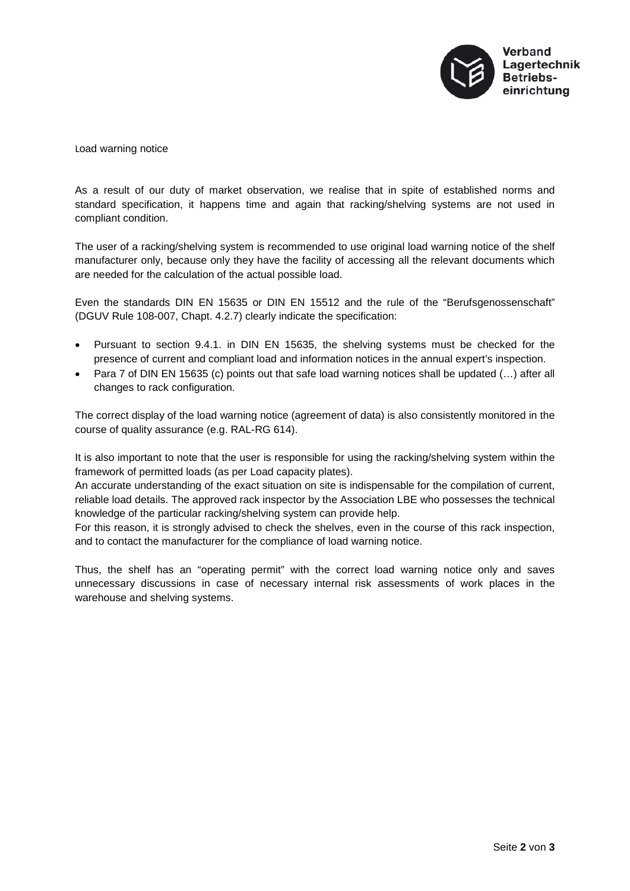Load warning notice

As a result of our duty of market observation, we realise that in spite of established norms and standard specification, it happens time and again that racking/shelving systems are not used in compliant condition.

The user of a racking/shelving system is recommended to use original load warning notice of the shelf manufacturer only, because only they have the facility of accessing all the relevant documents which are needed for the calculation of the actual possible load.

Even the standards DIN EN 15635 or DIN EN 15512 and the rule of the "Berufsgenossenschaft" (DGUV Rule 108-007, Chapt. 4.2.7) clearly indicate the specification:

- Pursuant to section 9.4.1. in DIN EN 15635, the shelving systems must be checked for the presence of current and compliant load and information notices in the annual expert's inspection.
- Para 7 of DIN EN 15635 (c) points out that safe load warning notices shall be updated (…) after all changes to rack configuration.

The correct display of the load warning notice (agreement of data) is also consistently monitored in the course of quality assurance (e.g. RAL-RG 614).

It is also important to note that the user is responsible for using the racking/shelving system within the framework of permitted loads (as per Load capacity plates).
An accurate understanding of the exact situation on site is indispensable for the compilation of current, reliable load details. The approved rack inspector by the Association LBE who possesses the technical knowledge of the particular racking/shelving system can provide help.
For this reason, it is strongly advised to check the shelves, even in the course of this rack inspection, and to contact the manufacturer for the compliance of load warning notice.

Thus, the shelf has an "operating permit" with the correct load warning notice only and saves unnecessary discussions in case of necessary internal risk assessments of work places in the warehouse and shelving systems.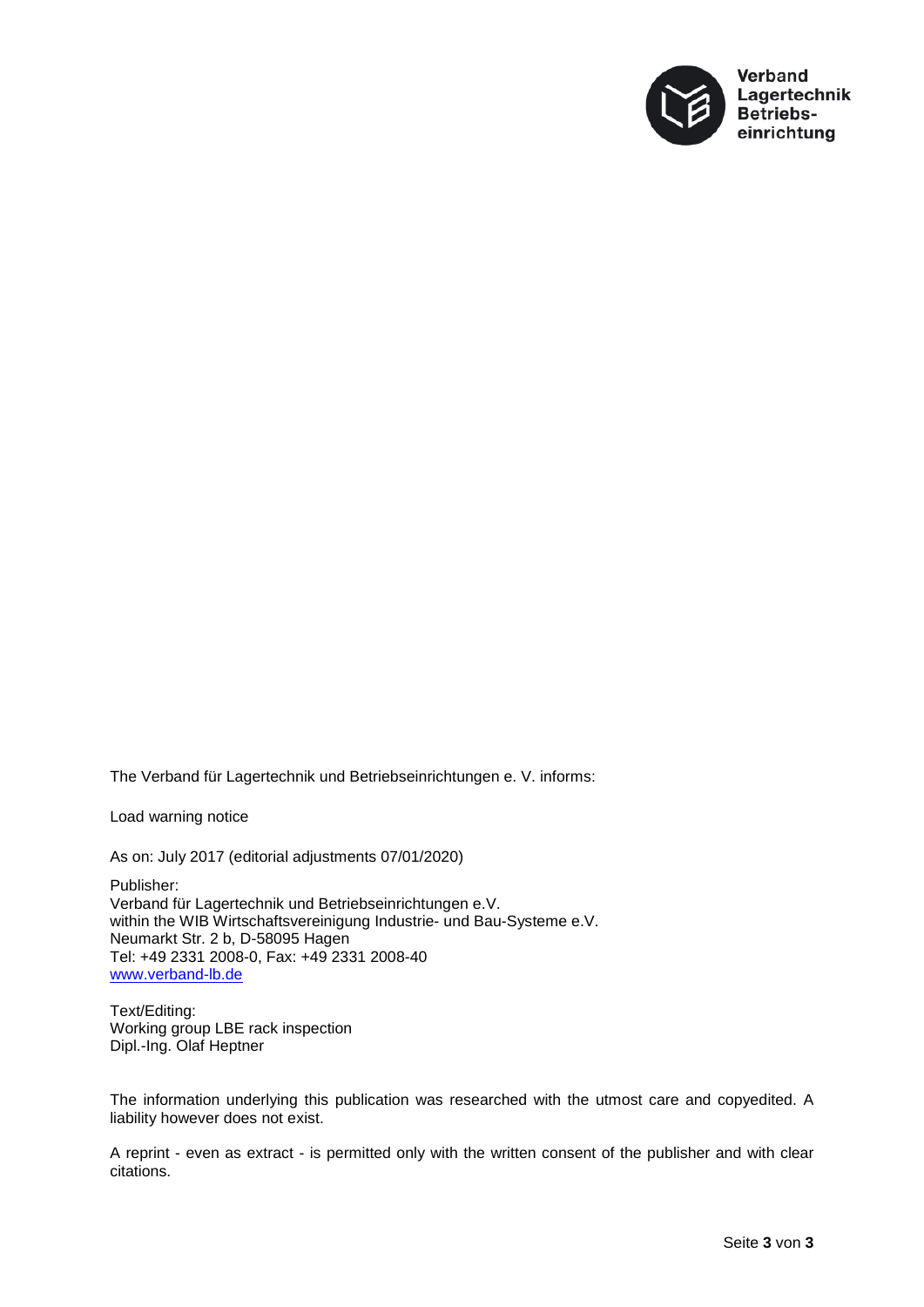Verband
Lagertechnik
Betriebs-
einrichtung

The Verband für Lagertechnik und Betriebseinrichtungen e. V. informs:

Load warning notice

As on: July 2017 (editorial adjustments 07/01/2020)

Publisher:
Verband für Lagertechnik und Betriebseinrichtungen e.V.
within the WIB Wirtschaftsvereinigung Industrie- und Bau-Systeme e.V.
Neumarkt Str. 2 b, D-58095 Hagen
Tel: +49 2331 2008-0, Fax: +49 2331 2008-40
[www.verband-lb.de](http://www.verband-lb.de)

Text/Editing:
Working group LBE rack inspection
Dipl.-Ing. Olaf Heptner

The information underlying this publication was researched with the utmost care and copyedited. A liability however does not exist.

A reprint - even as extract - is permitted only with the written consent of the publisher and with clear citations.